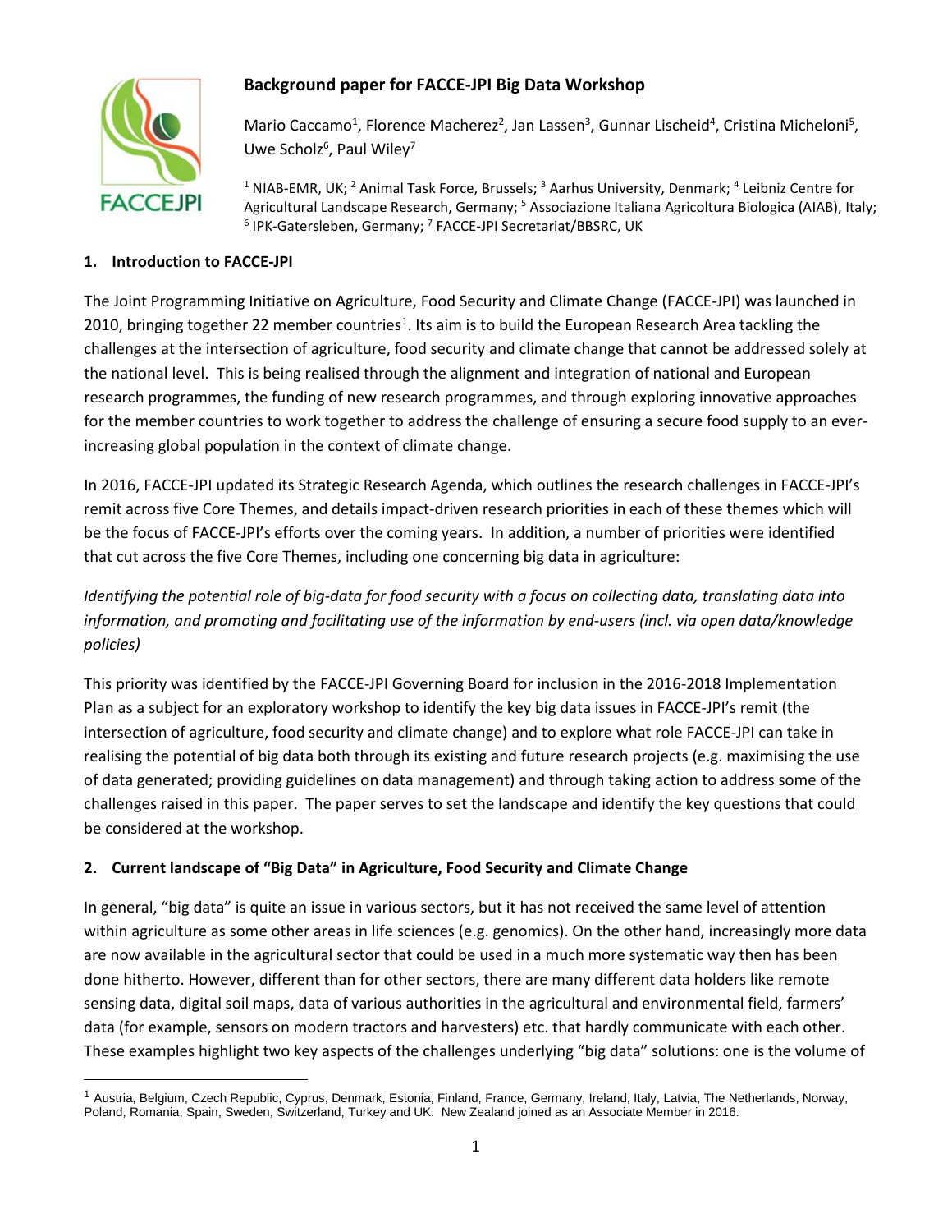# Background paper for FACCE-JPI Big Data Workshop

Mario Caccamo[1], Florence Macherez[2], Jan Lassen[3], Gunnar Lischeid[4], Cristina Micheloni[5], Uwe Scholz[6], Paul Wiley[7]

[1] NIAB-EMR, UK; [2] Animal Task Force, Brussels; [3] Aarhus University, Denmark; [4] Leibniz Centre for Agricultural Landscape Research, Germany; [5] Associazione Italiana Agricoltura Biologica (AIAB), Italy; [6] IPK-Gatersleben, Germany; [7] FACCE-JPI Secretariat/BBSRC, UK

## 1. Introduction to FACCE-JPI

The Joint Programming Initiative on Agriculture, Food Security and Climate Change (FACCE-JPI) was launched in 2010, bringing together 22 member countries[1]. Its aim is to build the European Research Area tackling the challenges at the intersection of agriculture, food security and climate change that cannot be addressed solely at the national level. This is being realised through the alignment and integration of national and European research programmes, the funding of new research programmes, and through exploring innovative approaches for the member countries to work together to address the challenge of ensuring a secure food supply to an ever-increasing global population in the context of climate change.

In 2016, FACCE-JPI updated its Strategic Research Agenda, which outlines the research challenges in FACCE-JPI's remit across five Core Themes, and details impact-driven research priorities in each of these themes which will be the focus of FACCE-JPI's efforts over the coming years. In addition, a number of priorities were identified that cut across the five Core Themes, including one concerning big data in agriculture:

*Identifying the potential role of big-data for food security with a focus on collecting data, translating data into information, and promoting and facilitating use of the information by end-users (incl. via open data/knowledge policies)*

This priority was identified by the FACCE-JPI Governing Board for inclusion in the 2016-2018 Implementation Plan as a subject for an exploratory workshop to identify the key big data issues in FACCE-JPI's remit (the intersection of agriculture, food security and climate change) and to explore what role FACCE-JPI can take in realising the potential of big data both through its existing and future research projects (e.g. maximising the use of data generated; providing guidelines on data management) and through taking action to address some of the challenges raised in this paper. The paper serves to set the landscape and identify the key questions that could be considered at the workshop.

## 2. Current landscape of "Big Data" in Agriculture, Food Security and Climate Change

In general, "big data" is quite an issue in various sectors, but it has not received the same level of attention within agriculture as some other areas in life sciences (e.g. genomics). On the other hand, increasingly more data are now available in the agricultural sector that could be used in a much more systematic way then has been done hitherto. However, different than for other sectors, there are many different data holders like remote sensing data, digital soil maps, data of various authorities in the agricultural and environmental field, farmers' data (for example, sensors on modern tractors and harvesters) etc. that hardly communicate with each other. These examples highlight two key aspects of the challenges underlying "big data" solutions: one is the volume of

---

[1] Austria, Belgium, Czech Republic, Cyprus, Denmark, Estonia, Finland, France, Germany, Ireland, Italy, Latvia, The Netherlands, Norway, Poland, Romania, Spain, Sweden, Switzerland, Turkey and UK. New Zealand joined as an Associate Member in 2016.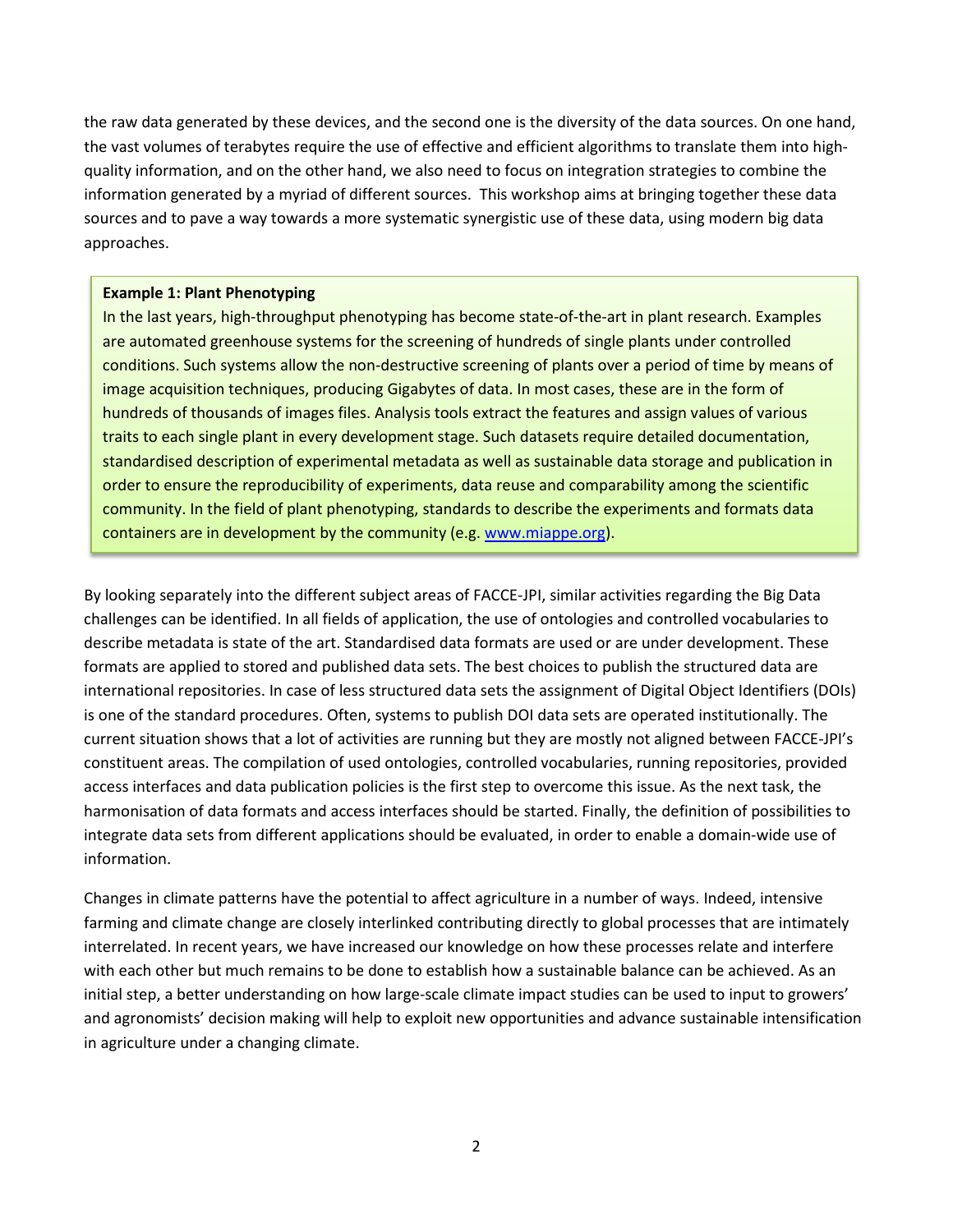the raw data generated by these devices, and the second one is the diversity of the data sources. On one hand, the vast volumes of terabytes require the use of effective and efficient algorithms to translate them into high-quality information, and on the other hand, we also need to focus on integration strategies to combine the information generated by a myriad of different sources. This workshop aims at bringing together these data sources and to pave a way towards a more systematic synergistic use of these data, using modern big data approaches.

**Example 1: Plant Phenotyping**

In the last years, high-throughput phenotyping has become state-of-the-art in plant research. Examples are automated greenhouse systems for the screening of hundreds of single plants under controlled conditions. Such systems allow the non-destructive screening of plants over a period of time by means of image acquisition techniques, producing Gigabytes of data. In most cases, these are in the form of hundreds of thousands of images files. Analysis tools extract the features and assign values of various traits to each single plant in every development stage. Such datasets require detailed documentation, standardised description of experimental metadata as well as sustainable data storage and publication in order to ensure the reproducibility of experiments, data reuse and comparability among the scientific community. In the field of plant phenotyping, standards to describe the experiments and formats data containers are in development by the community (e.g. www.miappe.org).

By looking separately into the different subject areas of FACCE-JPI, similar activities regarding the Big Data challenges can be identified. In all fields of application, the use of ontologies and controlled vocabularies to describe metadata is state of the art. Standardised data formats are used or are under development. These formats are applied to stored and published data sets. The best choices to publish the structured data are international repositories. In case of less structured data sets the assignment of Digital Object Identifiers (DOIs) is one of the standard procedures. Often, systems to publish DOI data sets are operated institutionally. The current situation shows that a lot of activities are running but they are mostly not aligned between FACCE-JPI's constituent areas. The compilation of used ontologies, controlled vocabularies, running repositories, provided access interfaces and data publication policies is the first step to overcome this issue. As the next task, the harmonisation of data formats and access interfaces should be started. Finally, the definition of possibilities to integrate data sets from different applications should be evaluated, in order to enable a domain-wide use of information.

Changes in climate patterns have the potential to affect agriculture in a number of ways. Indeed, intensive farming and climate change are closely interlinked contributing directly to global processes that are intimately interrelated. In recent years, we have increased our knowledge on how these processes relate and interfere with each other but much remains to be done to establish how a sustainable balance can be achieved. As an initial step, a better understanding on how large-scale climate impact studies can be used to input to growers' and agronomists' decision making will help to exploit new opportunities and advance sustainable intensification in agriculture under a changing climate.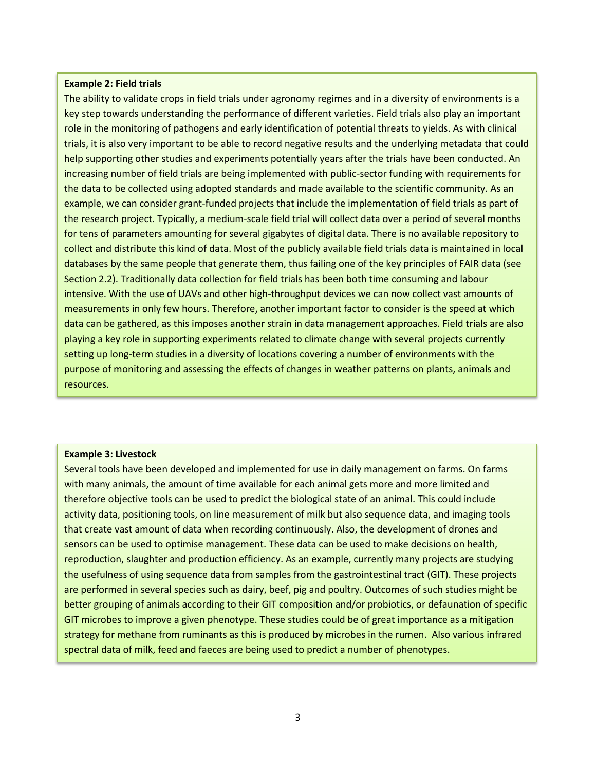**Example 2: Field trials**

The ability to validate crops in field trials under agronomy regimes and in a diversity of environments is a key step towards understanding the performance of different varieties. Field trials also play an important role in the monitoring of pathogens and early identification of potential threats to yields. As with clinical trials, it is also very important to be able to record negative results and the underlying metadata that could help supporting other studies and experiments potentially years after the trials have been conducted. An increasing number of field trials are being implemented with public-sector funding with requirements for the data to be collected using adopted standards and made available to the scientific community. As an example, we can consider grant-funded projects that include the implementation of field trials as part of the research project. Typically, a medium-scale field trial will collect data over a period of several months for tens of parameters amounting for several gigabytes of digital data. There is no available repository to collect and distribute this kind of data. Most of the publicly available field trials data is maintained in local databases by the same people that generate them, thus failing one of the key principles of FAIR data (see Section 2.2). Traditionally data collection for field trials has been both time consuming and labour intensive. With the use of UAVs and other high-throughput devices we can now collect vast amounts of measurements in only few hours. Therefore, another important factor to consider is the speed at which data can be gathered, as this imposes another strain in data management approaches. Field trials are also playing a key role in supporting experiments related to climate change with several projects currently setting up long-term studies in a diversity of locations covering a number of environments with the purpose of monitoring and assessing the effects of changes in weather patterns on plants, animals and resources.

**Example 3: Livestock**

Several tools have been developed and implemented for use in daily management on farms. On farms with many animals, the amount of time available for each animal gets more and more limited and therefore objective tools can be used to predict the biological state of an animal. This could include activity data, positioning tools, on line measurement of milk but also sequence data, and imaging tools that create vast amount of data when recording continuously. Also, the development of drones and sensors can be used to optimise management. These data can be used to make decisions on health, reproduction, slaughter and production efficiency. As an example, currently many projects are studying the usefulness of using sequence data from samples from the gastrointestinal tract (GIT). These projects are performed in several species such as dairy, beef, pig and poultry. Outcomes of such studies might be better grouping of animals according to their GIT composition and/or probiotics, or defaunation of specific GIT microbes to improve a given phenotype. These studies could be of great importance as a mitigation strategy for methane from ruminants as this is produced by microbes in the rumen. Also various infrared spectral data of milk, feed and faeces are being used to predict a number of phenotypes.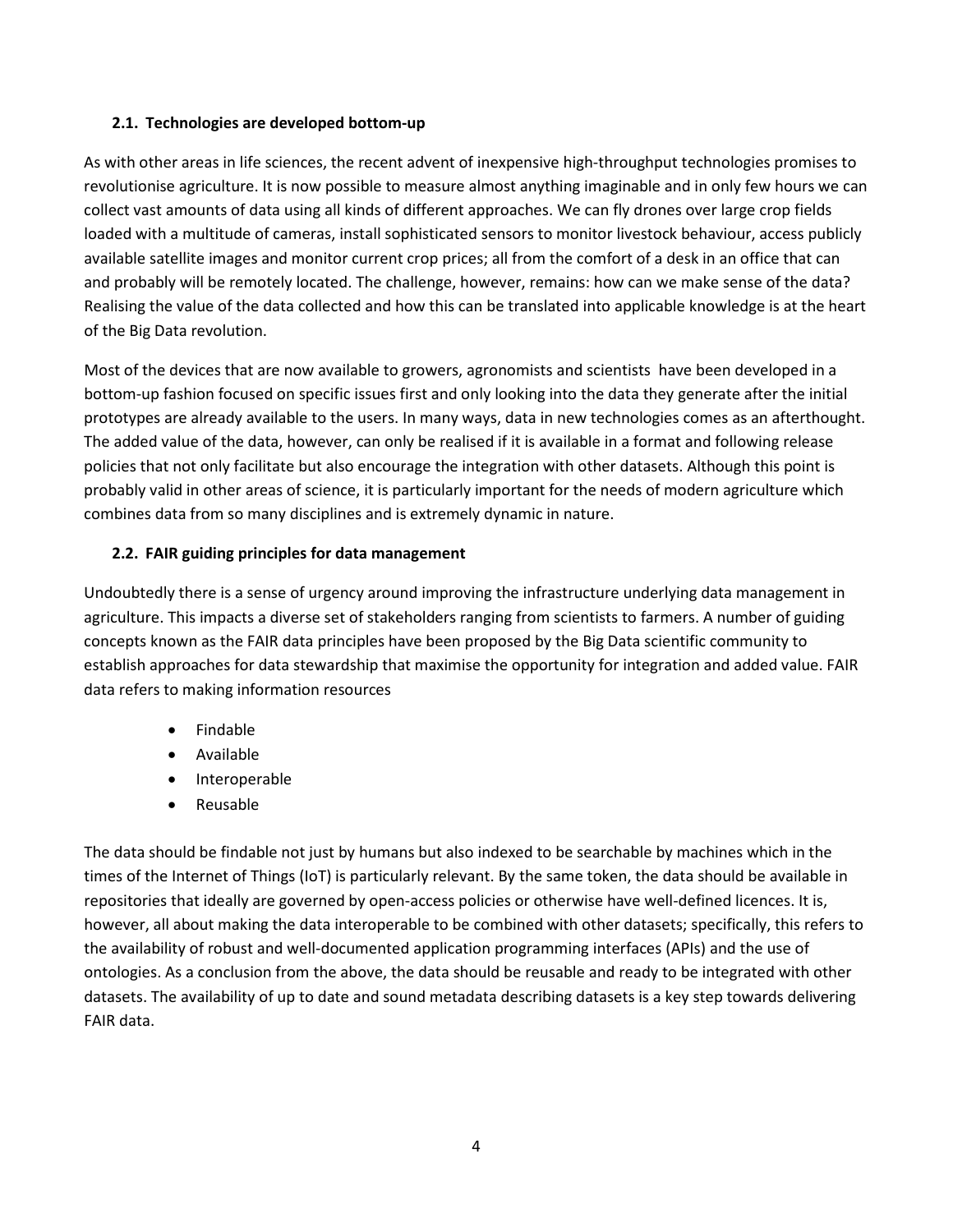### 2.1. Technologies are developed bottom-up

As with other areas in life sciences, the recent advent of inexpensive high-throughput technologies promises to revolutionise agriculture. It is now possible to measure almost anything imaginable and in only few hours we can collect vast amounts of data using all kinds of different approaches. We can fly drones over large crop fields loaded with a multitude of cameras, install sophisticated sensors to monitor livestock behaviour, access publicly available satellite images and monitor current crop prices; all from the comfort of a desk in an office that can and probably will be remotely located. The challenge, however, remains: how can we make sense of the data? Realising the value of the data collected and how this can be translated into applicable knowledge is at the heart of the Big Data revolution.

Most of the devices that are now available to growers, agronomists and scientists have been developed in a bottom-up fashion focused on specific issues first and only looking into the data they generate after the initial prototypes are already available to the users. In many ways, data in new technologies comes as an afterthought. The added value of the data, however, can only be realised if it is available in a format and following release policies that not only facilitate but also encourage the integration with other datasets. Although this point is probably valid in other areas of science, it is particularly important for the needs of modern agriculture which combines data from so many disciplines and is extremely dynamic in nature.

### 2.2. FAIR guiding principles for data management

Undoubtedly there is a sense of urgency around improving the infrastructure underlying data management in agriculture. This impacts a diverse set of stakeholders ranging from scientists to farmers. A number of guiding concepts known as the FAIR data principles have been proposed by the Big Data scientific community to establish approaches for data stewardship that maximise the opportunity for integration and added value. FAIR data refers to making information resources

- Findable
- Available
- Interoperable
- Reusable

The data should be findable not just by humans but also indexed to be searchable by machines which in the times of the Internet of Things (IoT) is particularly relevant. By the same token, the data should be available in repositories that ideally are governed by open-access policies or otherwise have well-defined licences. It is, however, all about making the data interoperable to be combined with other datasets; specifically, this refers to the availability of robust and well-documented application programming interfaces (APIs) and the use of ontologies. As a conclusion from the above, the data should be reusable and ready to be integrated with other datasets. The availability of up to date and sound metadata describing datasets is a key step towards delivering FAIR data.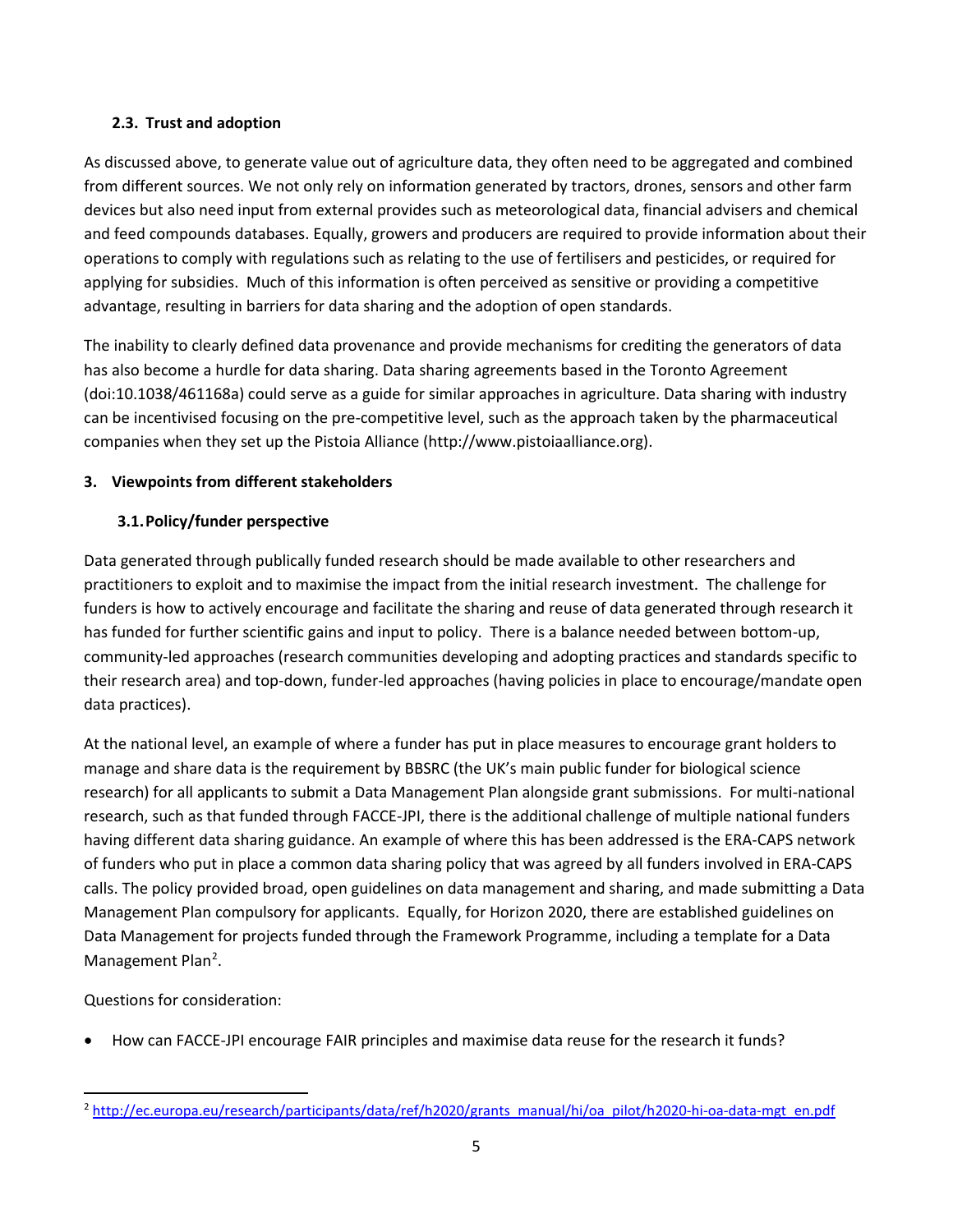### 2.3. Trust and adoption

As discussed above, to generate value out of agriculture data, they often need to be aggregated and combined from different sources. We not only rely on information generated by tractors, drones, sensors and other farm devices but also need input from external provides such as meteorological data, financial advisers and chemical and feed compounds databases. Equally, growers and producers are required to provide information about their operations to comply with regulations such as relating to the use of fertilisers and pesticides, or required for applying for subsidies. Much of this information is often perceived as sensitive or providing a competitive advantage, resulting in barriers for data sharing and the adoption of open standards.

The inability to clearly defined data provenance and provide mechanisms for crediting the generators of data has also become a hurdle for data sharing. Data sharing agreements based in the Toronto Agreement (doi:10.1038/461168a) could serve as a guide for similar approaches in agriculture. Data sharing with industry can be incentivised focusing on the pre-competitive level, such as the approach taken by the pharmaceutical companies when they set up the Pistoia Alliance (http://www.pistoiaalliance.org).

## 3. Viewpoints from different stakeholders

### 3.1. Policy/funder perspective

Data generated through publically funded research should be made available to other researchers and practitioners to exploit and to maximise the impact from the initial research investment. The challenge for funders is how to actively encourage and facilitate the sharing and reuse of data generated through research it has funded for further scientific gains and input to policy. There is a balance needed between bottom-up, community-led approaches (research communities developing and adopting practices and standards specific to their research area) and top-down, funder-led approaches (having policies in place to encourage/mandate open data practices).

At the national level, an example of where a funder has put in place measures to encourage grant holders to manage and share data is the requirement by BBSRC (the UK's main public funder for biological science research) for all applicants to submit a Data Management Plan alongside grant submissions. For multi-national research, such as that funded through FACCE-JPI, there is the additional challenge of multiple national funders having different data sharing guidance. An example of where this has been addressed is the ERA-CAPS network of funders who put in place a common data sharing policy that was agreed by all funders involved in ERA-CAPS calls. The policy provided broad, open guidelines on data management and sharing, and made submitting a Data Management Plan compulsory for applicants. Equally, for Horizon 2020, there are established guidelines on Data Management for projects funded through the Framework Programme, including a template for a Data Management Plan[2].

Questions for consideration:

- How can FACCE-JPI encourage FAIR principles and maximise data reuse for the research it funds?

[2] http://ec.europa.eu/research/participants/data/ref/h2020/grants_manual/hi/oa_pilot/h2020-hi-oa-data-mgt_en.pdf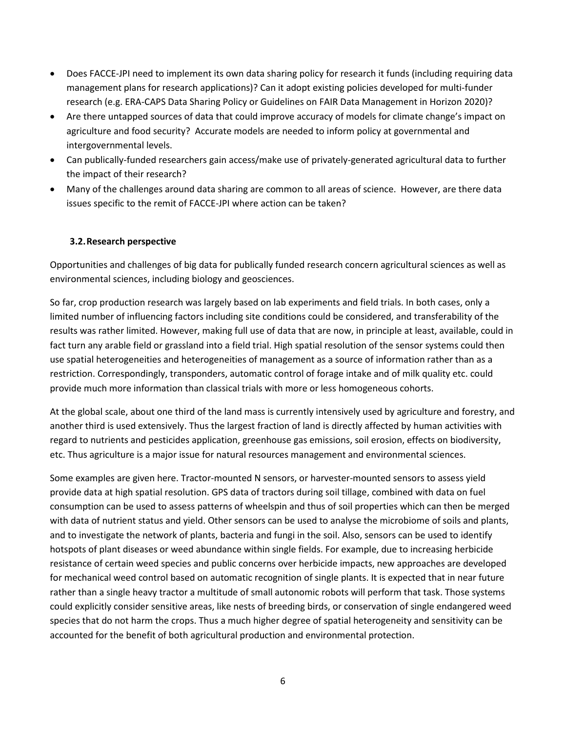- Does FACCE-JPI need to implement its own data sharing policy for research it funds (including requiring data management plans for research applications)? Can it adopt existing policies developed for multi-funder research (e.g. ERA-CAPS Data Sharing Policy or Guidelines on FAIR Data Management in Horizon 2020)?
- Are there untapped sources of data that could improve accuracy of models for climate change's impact on agriculture and food security? Accurate models are needed to inform policy at governmental and intergovernmental levels.
- Can publically-funded researchers gain access/make use of privately-generated agricultural data to further the impact of their research?
- Many of the challenges around data sharing are common to all areas of science. However, are there data issues specific to the remit of FACCE-JPI where action can be taken?

### 3.2. Research perspective

Opportunities and challenges of big data for publically funded research concern agricultural sciences as well as environmental sciences, including biology and geosciences.

So far, crop production research was largely based on lab experiments and field trials. In both cases, only a limited number of influencing factors including site conditions could be considered, and transferability of the results was rather limited. However, making full use of data that are now, in principle at least, available, could in fact turn any arable field or grassland into a field trial. High spatial resolution of the sensor systems could then use spatial heterogeneities and heterogeneities of management as a source of information rather than as a restriction. Correspondingly, transponders, automatic control of forage intake and of milk quality etc. could provide much more information than classical trials with more or less homogeneous cohorts.

At the global scale, about one third of the land mass is currently intensively used by agriculture and forestry, and another third is used extensively. Thus the largest fraction of land is directly affected by human activities with regard to nutrients and pesticides application, greenhouse gas emissions, soil erosion, effects on biodiversity, etc. Thus agriculture is a major issue for natural resources management and environmental sciences.

Some examples are given here. Tractor-mounted N sensors, or harvester-mounted sensors to assess yield provide data at high spatial resolution. GPS data of tractors during soil tillage, combined with data on fuel consumption can be used to assess patterns of wheelspin and thus of soil properties which can then be merged with data of nutrient status and yield. Other sensors can be used to analyse the microbiome of soils and plants, and to investigate the network of plants, bacteria and fungi in the soil. Also, sensors can be used to identify hotspots of plant diseases or weed abundance within single fields. For example, due to increasing herbicide resistance of certain weed species and public concerns over herbicide impacts, new approaches are developed for mechanical weed control based on automatic recognition of single plants. It is expected that in near future rather than a single heavy tractor a multitude of small autonomic robots will perform that task. Those systems could explicitly consider sensitive areas, like nests of breeding birds, or conservation of single endangered weed species that do not harm the crops. Thus a much higher degree of spatial heterogeneity and sensitivity can be accounted for the benefit of both agricultural production and environmental protection.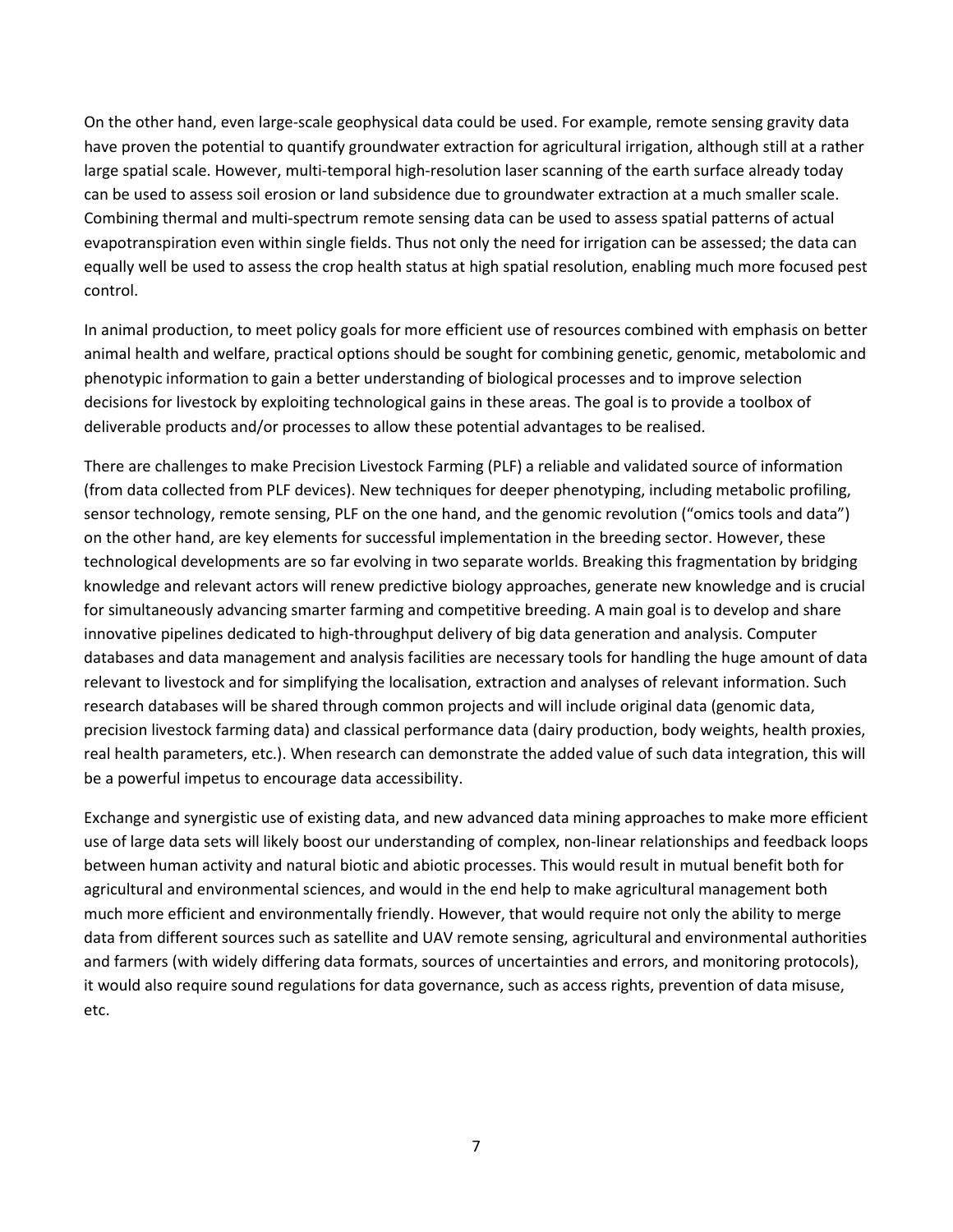On the other hand, even large-scale geophysical data could be used. For example, remote sensing gravity data have proven the potential to quantify groundwater extraction for agricultural irrigation, although still at a rather large spatial scale. However, multi-temporal high-resolution laser scanning of the earth surface already today can be used to assess soil erosion or land subsidence due to groundwater extraction at a much smaller scale. Combining thermal and multi-spectrum remote sensing data can be used to assess spatial patterns of actual evapotranspiration even within single fields. Thus not only the need for irrigation can be assessed; the data can equally well be used to assess the crop health status at high spatial resolution, enabling much more focused pest control.

In animal production, to meet policy goals for more efficient use of resources combined with emphasis on better animal health and welfare, practical options should be sought for combining genetic, genomic, metabolomic and phenotypic information to gain a better understanding of biological processes and to improve selection decisions for livestock by exploiting technological gains in these areas. The goal is to provide a toolbox of deliverable products and/or processes to allow these potential advantages to be realised.

There are challenges to make Precision Livestock Farming (PLF) a reliable and validated source of information (from data collected from PLF devices). New techniques for deeper phenotyping, including metabolic profiling, sensor technology, remote sensing, PLF on the one hand, and the genomic revolution ("omics tools and data") on the other hand, are key elements for successful implementation in the breeding sector. However, these technological developments are so far evolving in two separate worlds. Breaking this fragmentation by bridging knowledge and relevant actors will renew predictive biology approaches, generate new knowledge and is crucial for simultaneously advancing smarter farming and competitive breeding. A main goal is to develop and share innovative pipelines dedicated to high-throughput delivery of big data generation and analysis. Computer databases and data management and analysis facilities are necessary tools for handling the huge amount of data relevant to livestock and for simplifying the localisation, extraction and analyses of relevant information. Such research databases will be shared through common projects and will include original data (genomic data, precision livestock farming data) and classical performance data (dairy production, body weights, health proxies, real health parameters, etc.). When research can demonstrate the added value of such data integration, this will be a powerful impetus to encourage data accessibility.

Exchange and synergistic use of existing data, and new advanced data mining approaches to make more efficient use of large data sets will likely boost our understanding of complex, non-linear relationships and feedback loops between human activity and natural biotic and abiotic processes. This would result in mutual benefit both for agricultural and environmental sciences, and would in the end help to make agricultural management both much more efficient and environmentally friendly. However, that would require not only the ability to merge data from different sources such as satellite and UAV remote sensing, agricultural and environmental authorities and farmers (with widely differing data formats, sources of uncertainties and errors, and monitoring protocols), it would also require sound regulations for data governance, such as access rights, prevention of data misuse, etc.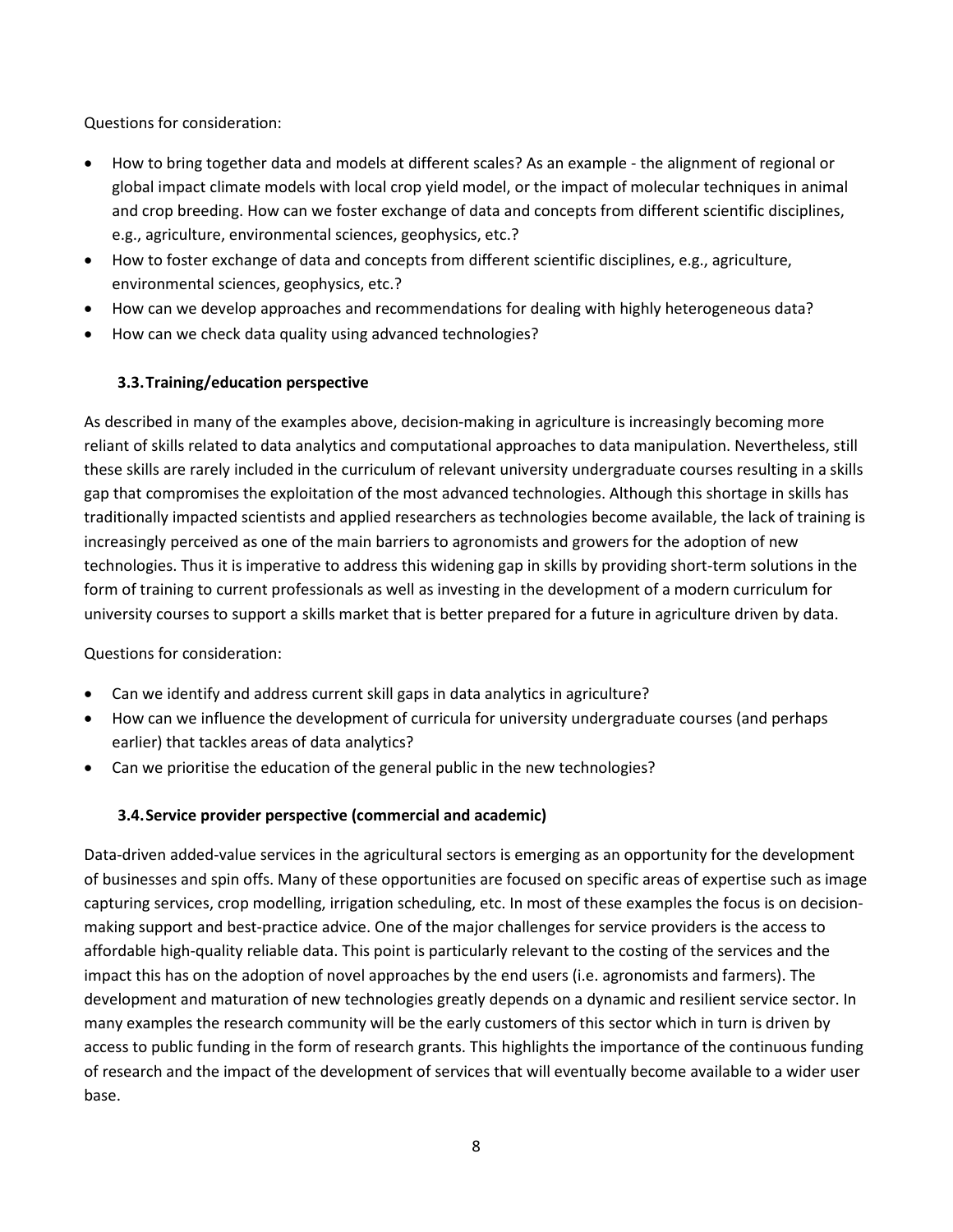Questions for consideration:

- How to bring together data and models at different scales? As an example - the alignment of regional or global impact climate models with local crop yield model, or the impact of molecular techniques in animal and crop breeding. How can we foster exchange of data and concepts from different scientific disciplines, e.g., agriculture, environmental sciences, geophysics, etc.?
- How to foster exchange of data and concepts from different scientific disciplines, e.g., agriculture, environmental sciences, geophysics, etc.?
- How can we develop approaches and recommendations for dealing with highly heterogeneous data?
- How can we check data quality using advanced technologies?

### 3.3. Training/education perspective

As described in many of the examples above, decision-making in agriculture is increasingly becoming more reliant of skills related to data analytics and computational approaches to data manipulation. Nevertheless, still these skills are rarely included in the curriculum of relevant university undergraduate courses resulting in a skills gap that compromises the exploitation of the most advanced technologies. Although this shortage in skills has traditionally impacted scientists and applied researchers as technologies become available, the lack of training is increasingly perceived as one of the main barriers to agronomists and growers for the adoption of new technologies. Thus it is imperative to address this widening gap in skills by providing short-term solutions in the form of training to current professionals as well as investing in the development of a modern curriculum for university courses to support a skills market that is better prepared for a future in agriculture driven by data.

Questions for consideration:

- Can we identify and address current skill gaps in data analytics in agriculture?
- How can we influence the development of curricula for university undergraduate courses (and perhaps earlier) that tackles areas of data analytics?
- Can we prioritise the education of the general public in the new technologies?

### 3.4. Service provider perspective (commercial and academic)

Data-driven added-value services in the agricultural sectors is emerging as an opportunity for the development of businesses and spin offs. Many of these opportunities are focused on specific areas of expertise such as image capturing services, crop modelling, irrigation scheduling, etc. In most of these examples the focus is on decision-making support and best-practice advice. One of the major challenges for service providers is the access to affordable high-quality reliable data. This point is particularly relevant to the costing of the services and the impact this has on the adoption of novel approaches by the end users (i.e. agronomists and farmers). The development and maturation of new technologies greatly depends on a dynamic and resilient service sector. In many examples the research community will be the early customers of this sector which in turn is driven by access to public funding in the form of research grants. This highlights the importance of the continuous funding of research and the impact of the development of services that will eventually become available to a wider user base.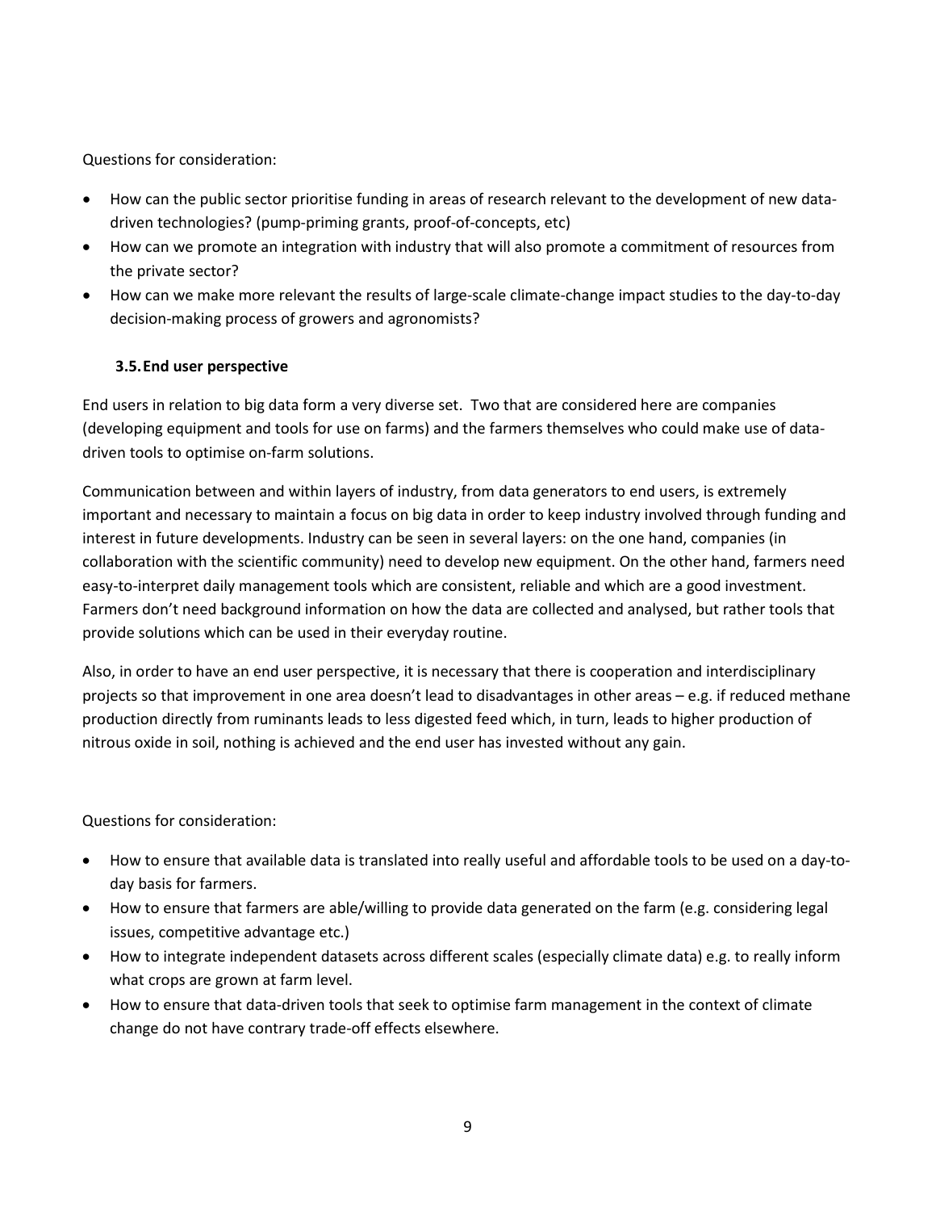Questions for consideration:

- How can the public sector prioritise funding in areas of research relevant to the development of new data-driven technologies? (pump-priming grants, proof-of-concepts, etc)
- How can we promote an integration with industry that will also promote a commitment of resources from the private sector?
- How can we make more relevant the results of large-scale climate-change impact studies to the day-to-day decision-making process of growers and agronomists?

### 3.5. End user perspective

End users in relation to big data form a very diverse set. Two that are considered here are companies (developing equipment and tools for use on farms) and the farmers themselves who could make use of data-driven tools to optimise on-farm solutions.

Communication between and within layers of industry, from data generators to end users, is extremely important and necessary to maintain a focus on big data in order to keep industry involved through funding and interest in future developments. Industry can be seen in several layers: on the one hand, companies (in collaboration with the scientific community) need to develop new equipment. On the other hand, farmers need easy-to-interpret daily management tools which are consistent, reliable and which are a good investment. Farmers don't need background information on how the data are collected and analysed, but rather tools that provide solutions which can be used in their everyday routine.

Also, in order to have an end user perspective, it is necessary that there is cooperation and interdisciplinary projects so that improvement in one area doesn't lead to disadvantages in other areas – e.g. if reduced methane production directly from ruminants leads to less digested feed which, in turn, leads to higher production of nitrous oxide in soil, nothing is achieved and the end user has invested without any gain.

Questions for consideration:

- How to ensure that available data is translated into really useful and affordable tools to be used on a day-to-day basis for farmers.
- How to ensure that farmers are able/willing to provide data generated on the farm (e.g. considering legal issues, competitive advantage etc.)
- How to integrate independent datasets across different scales (especially climate data) e.g. to really inform what crops are grown at farm level.
- How to ensure that data-driven tools that seek to optimise farm management in the context of climate change do not have contrary trade-off effects elsewhere.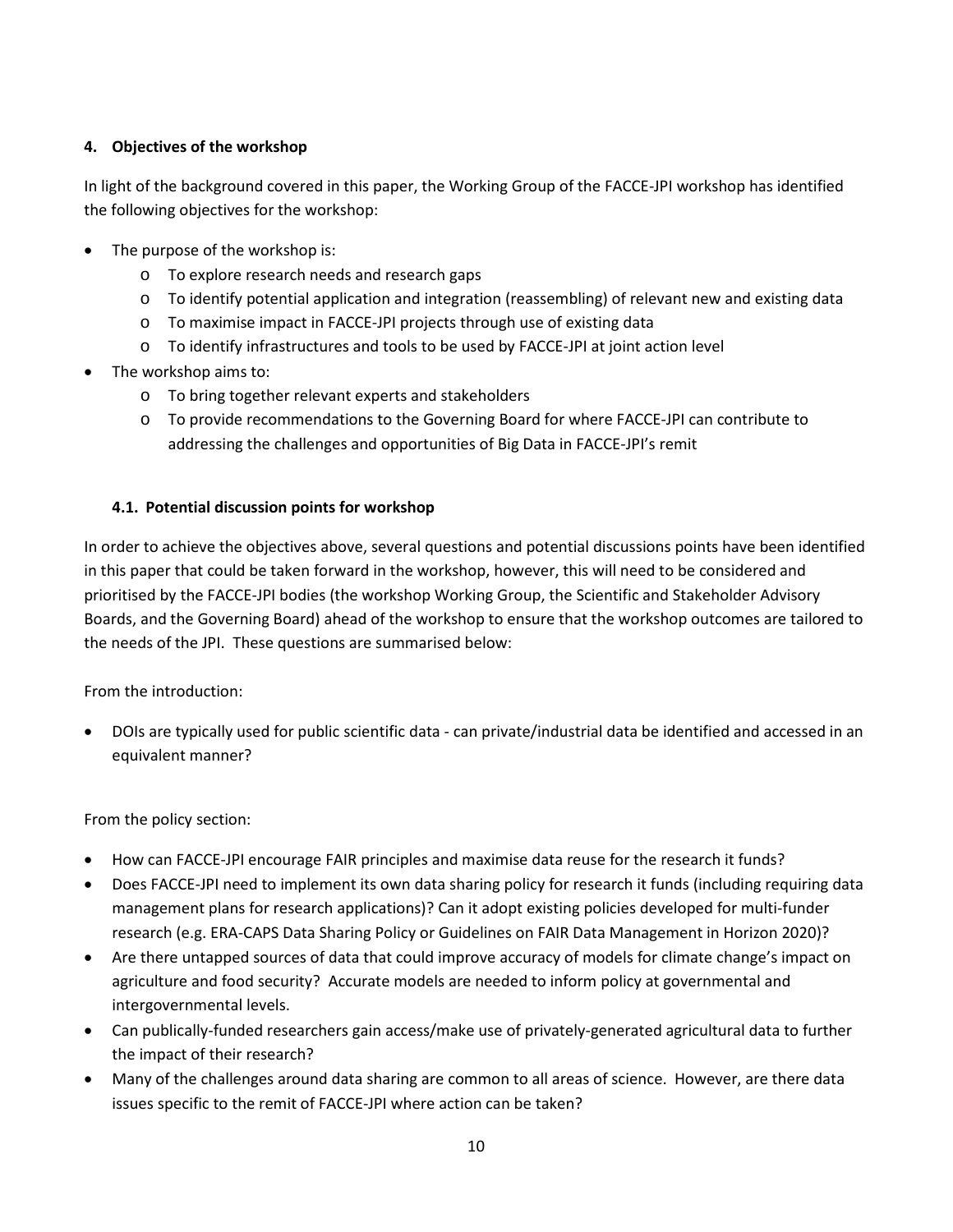## 4. Objectives of the workshop

In light of the background covered in this paper, the Working Group of the FACCE-JPI workshop has identified the following objectives for the workshop:

- The purpose of the workshop is:
  - To explore research needs and research gaps
  - To identify potential application and integration (reassembling) of relevant new and existing data
  - To maximise impact in FACCE-JPI projects through use of existing data
  - To identify infrastructures and tools to be used by FACCE-JPI at joint action level
- The workshop aims to:
  - To bring together relevant experts and stakeholders
  - To provide recommendations to the Governing Board for where FACCE-JPI can contribute to addressing the challenges and opportunities of Big Data in FACCE-JPI's remit

### 4.1. Potential discussion points for workshop

In order to achieve the objectives above, several questions and potential discussions points have been identified in this paper that could be taken forward in the workshop, however, this will need to be considered and prioritised by the FACCE-JPI bodies (the workshop Working Group, the Scientific and Stakeholder Advisory Boards, and the Governing Board) ahead of the workshop to ensure that the workshop outcomes are tailored to the needs of the JPI. These questions are summarised below:

From the introduction:

- DOIs are typically used for public scientific data - can private/industrial data be identified and accessed in an equivalent manner?

From the policy section:

- How can FACCE-JPI encourage FAIR principles and maximise data reuse for the research it funds?
- Does FACCE-JPI need to implement its own data sharing policy for research it funds (including requiring data management plans for research applications)? Can it adopt existing policies developed for multi-funder research (e.g. ERA-CAPS Data Sharing Policy or Guidelines on FAIR Data Management in Horizon 2020)?
- Are there untapped sources of data that could improve accuracy of models for climate change's impact on agriculture and food security? Accurate models are needed to inform policy at governmental and intergovernmental levels.
- Can publically-funded researchers gain access/make use of privately-generated agricultural data to further the impact of their research?
- Many of the challenges around data sharing are common to all areas of science. However, are there data issues specific to the remit of FACCE-JPI where action can be taken?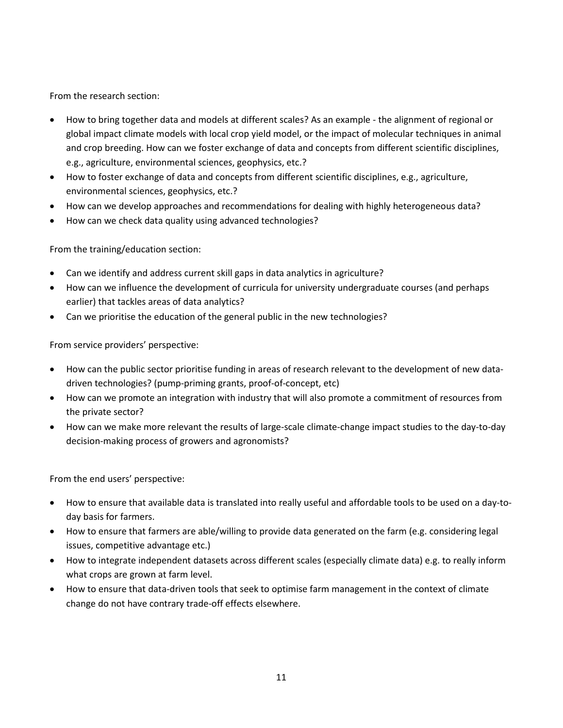From the research section:

- How to bring together data and models at different scales? As an example - the alignment of regional or global impact climate models with local crop yield model, or the impact of molecular techniques in animal and crop breeding. How can we foster exchange of data and concepts from different scientific disciplines, e.g., agriculture, environmental sciences, geophysics, etc.?
- How to foster exchange of data and concepts from different scientific disciplines, e.g., agriculture, environmental sciences, geophysics, etc.?
- How can we develop approaches and recommendations for dealing with highly heterogeneous data?
- How can we check data quality using advanced technologies?

From the training/education section:

- Can we identify and address current skill gaps in data analytics in agriculture?
- How can we influence the development of curricula for university undergraduate courses (and perhaps earlier) that tackles areas of data analytics?
- Can we prioritise the education of the general public in the new technologies?

From service providers' perspective:

- How can the public sector prioritise funding in areas of research relevant to the development of new data-driven technologies? (pump-priming grants, proof-of-concept, etc)
- How can we promote an integration with industry that will also promote a commitment of resources from the private sector?
- How can we make more relevant the results of large-scale climate-change impact studies to the day-to-day decision-making process of growers and agronomists?

From the end users' perspective:

- How to ensure that available data is translated into really useful and affordable tools to be used on a day-to-day basis for farmers.
- How to ensure that farmers are able/willing to provide data generated on the farm (e.g. considering legal issues, competitive advantage etc.)
- How to integrate independent datasets across different scales (especially climate data) e.g. to really inform what crops are grown at farm level.
- How to ensure that data-driven tools that seek to optimise farm management in the context of climate change do not have contrary trade-off effects elsewhere.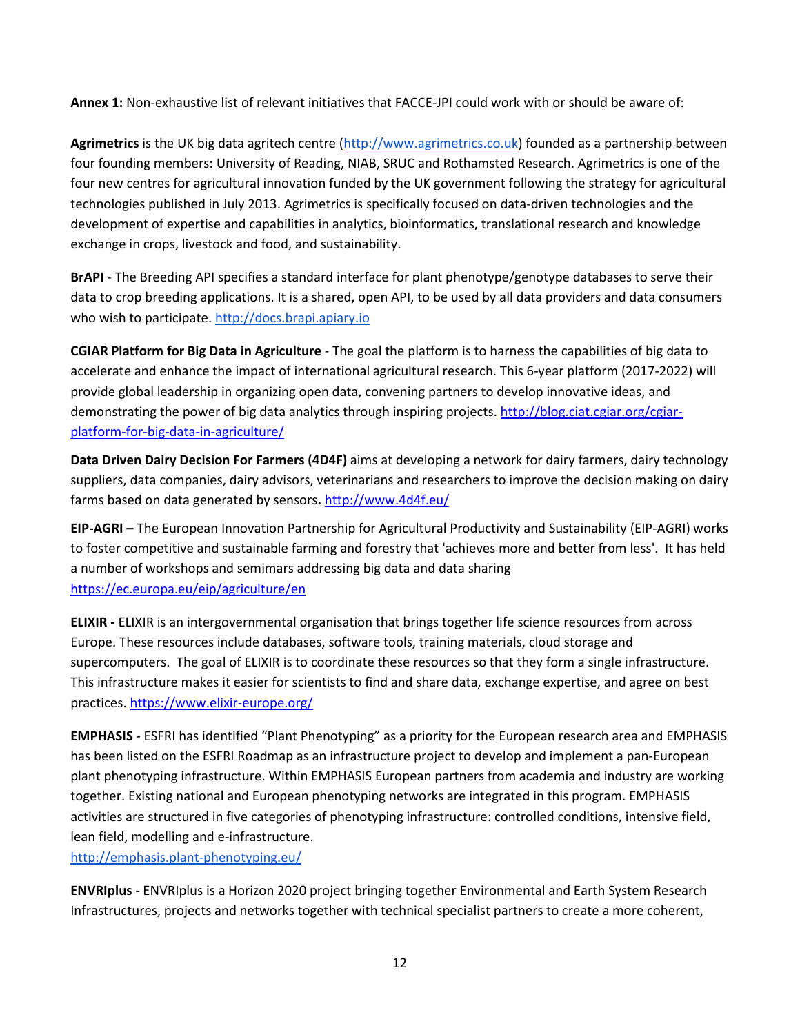**Annex 1:** Non-exhaustive list of relevant initiatives that FACCE-JPI could work with or should be aware of:

**Agrimetrics** is the UK big data agritech centre (http://www.agrimetrics.co.uk) founded as a partnership between four founding members: University of Reading, NIAB, SRUC and Rothamsted Research. Agrimetrics is one of the four new centres for agricultural innovation funded by the UK government following the strategy for agricultural technologies published in July 2013. Agrimetrics is specifically focused on data-driven technologies and the development of expertise and capabilities in analytics, bioinformatics, translational research and knowledge exchange in crops, livestock and food, and sustainability.

**BrAPI** - The Breeding API specifies a standard interface for plant phenotype/genotype databases to serve their data to crop breeding applications. It is a shared, open API, to be used by all data providers and data consumers who wish to participate. http://docs.brapi.apiary.io

**CGIAR Platform for Big Data in Agriculture** - The goal the platform is to harness the capabilities of big data to accelerate and enhance the impact of international agricultural research. This 6-year platform (2017-2022) will provide global leadership in organizing open data, convening partners to develop innovative ideas, and demonstrating the power of big data analytics through inspiring projects. http://blog.ciat.cgiar.org/cgiar-platform-for-big-data-in-agriculture/

**Data Driven Dairy Decision For Farmers (4D4F)** aims at developing a network for dairy farmers, dairy technology suppliers, data companies, dairy advisors, veterinarians and researchers to improve the decision making on dairy farms based on data generated by sensors**.** http://www.4d4f.eu/

**EIP-AGRI –** The European Innovation Partnership for Agricultural Productivity and Sustainability (EIP-AGRI) works to foster competitive and sustainable farming and forestry that 'achieves more and better from less'. It has held a number of workshops and semimars addressing big data and data sharing https://ec.europa.eu/eip/agriculture/en

**ELIXIR -** ELIXIR is an intergovernmental organisation that brings together life science resources from across Europe. These resources include databases, software tools, training materials, cloud storage and supercomputers. The goal of ELIXIR is to coordinate these resources so that they form a single infrastructure. This infrastructure makes it easier for scientists to find and share data, exchange expertise, and agree on best practices. https://www.elixir-europe.org/

**EMPHASIS** - ESFRI has identified "Plant Phenotyping" as a priority for the European research area and EMPHASIS has been listed on the ESFRI Roadmap as an infrastructure project to develop and implement a pan-European plant phenotyping infrastructure. Within EMPHASIS European partners from academia and industry are working together. Existing national and European phenotyping networks are integrated in this program. EMPHASIS activities are structured in five categories of phenotyping infrastructure: controlled conditions, intensive field, lean field, modelling and e-infrastructure.
http://emphasis.plant-phenotyping.eu/

**ENVRIplus -** ENVRIplus is a Horizon 2020 project bringing together Environmental and Earth System Research Infrastructures, projects and networks together with technical specialist partners to create a more coherent,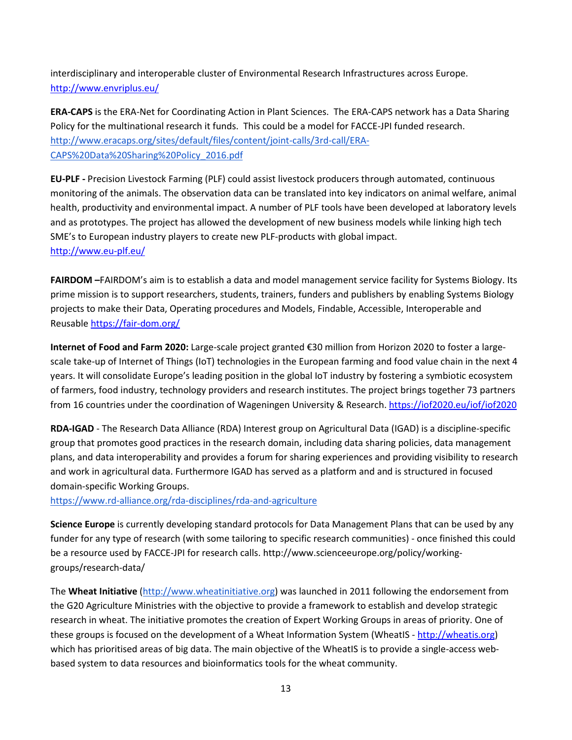interdisciplinary and interoperable cluster of Environmental Research Infrastructures across Europe. http://www.envriplus.eu/

**ERA-CAPS** is the ERA-Net for Coordinating Action in Plant Sciences. The ERA-CAPS network has a Data Sharing Policy for the multinational research it funds. This could be a model for FACCE-JPI funded research. http://www.eracaps.org/sites/default/files/content/joint-calls/3rd-call/ERA-CAPS%20Data%20Sharing%20Policy_2016.pdf

**EU-PLF -** Precision Livestock Farming (PLF) could assist livestock producers through automated, continuous monitoring of the animals. The observation data can be translated into key indicators on animal welfare, animal health, productivity and environmental impact. A number of PLF tools have been developed at laboratory levels and as prototypes. The project has allowed the development of new business models while linking high tech SME's to European industry players to create new PLF-products with global impact. http://www.eu-plf.eu/

**FAIRDOM –**FAIRDOM's aim is to establish a data and model management service facility for Systems Biology. Its prime mission is to support researchers, students, trainers, funders and publishers by enabling Systems Biology projects to make their Data, Operating procedures and Models, Findable, Accessible, Interoperable and Reusable https://fair-dom.org/

**Internet of Food and Farm 2020:** Large-scale project granted €30 million from Horizon 2020 to foster a large-scale take-up of Internet of Things (IoT) technologies in the European farming and food value chain in the next 4 years. It will consolidate Europe's leading position in the global IoT industry by fostering a symbiotic ecosystem of farmers, food industry, technology providers and research institutes. The project brings together 73 partners from 16 countries under the coordination of Wageningen University & Research. https://iof2020.eu/iof/iof2020

**RDA-IGAD** - The Research Data Alliance (RDA) Interest group on Agricultural Data (IGAD) is a discipline-specific group that promotes good practices in the research domain, including data sharing policies, data management plans, and data interoperability and provides a forum for sharing experiences and providing visibility to research and work in agricultural data. Furthermore IGAD has served as a platform and and is structured in focused domain-specific Working Groups. https://www.rd-alliance.org/rda-disciplines/rda-and-agriculture

**Science Europe** is currently developing standard protocols for Data Management Plans that can be used by any funder for any type of research (with some tailoring to specific research communities) - once finished this could be a resource used by FACCE-JPI for research calls. http://www.scienceeurope.org/policy/working-groups/research-data/

The **Wheat Initiative** (http://www.wheatinitiative.org) was launched in 2011 following the endorsement from the G20 Agriculture Ministries with the objective to provide a framework to establish and develop strategic research in wheat. The initiative promotes the creation of Expert Working Groups in areas of priority. One of these groups is focused on the development of a Wheat Information System (WheatIS - http://wheatis.org) which has prioritised areas of big data. The main objective of the WheatIS is to provide a single-access web-based system to data resources and bioinformatics tools for the wheat community.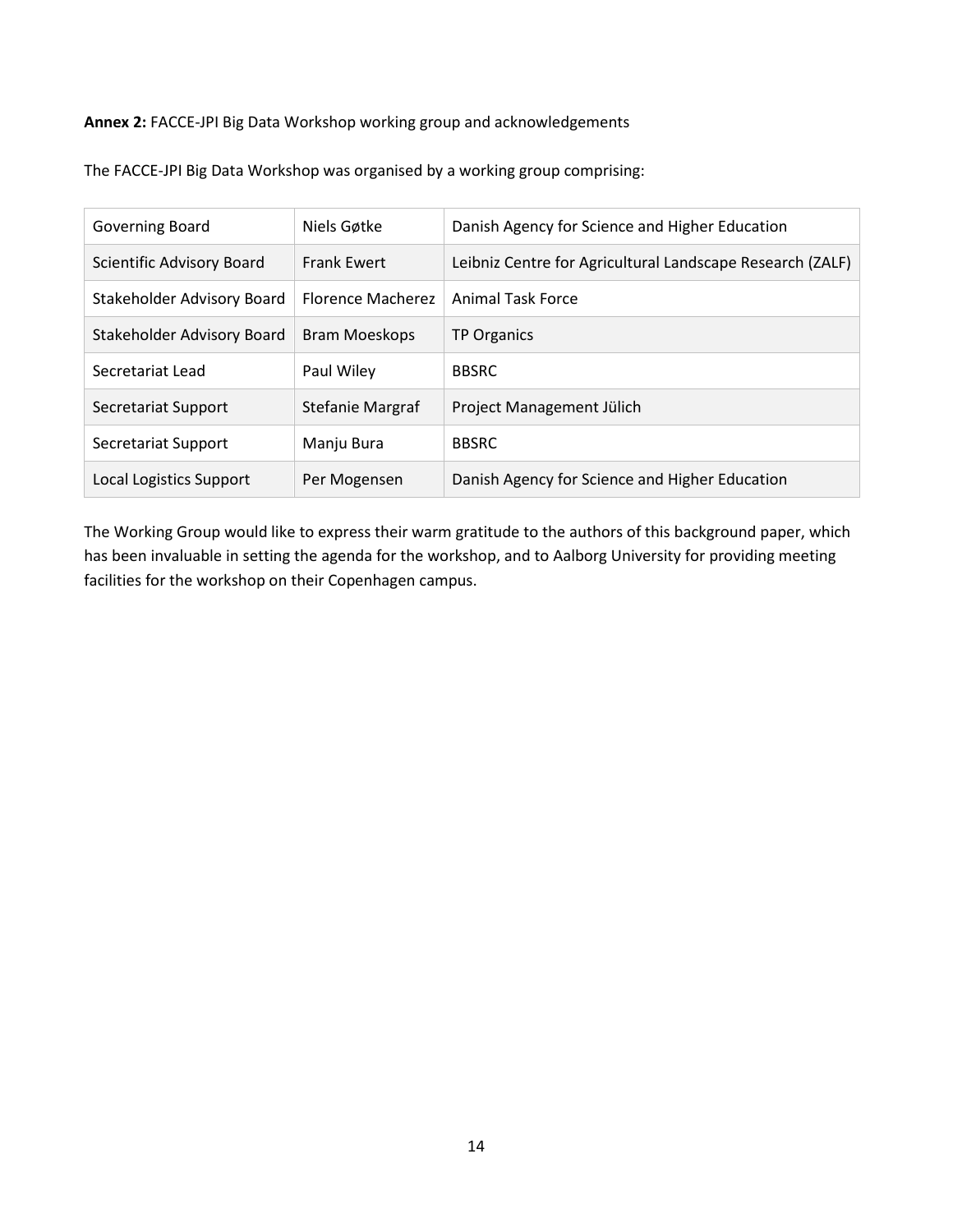**Annex 2:** FACCE-JPI Big Data Workshop working group and acknowledgements

The FACCE-JPI Big Data Workshop was organised by a working group comprising:

| | | |
|---|---|---|
| Governing Board | Niels Gøtke | Danish Agency for Science and Higher Education |
| Scientific Advisory Board | Frank Ewert | Leibniz Centre for Agricultural Landscape Research (ZALF) |
| Stakeholder Advisory Board | Florence Macherez | Animal Task Force |
| Stakeholder Advisory Board | Bram Moeskops | TP Organics |
| Secretariat Lead | Paul Wiley | BBSRC |
| Secretariat Support | Stefanie Margraf | Project Management Jülich |
| Secretariat Support | Manju Bura | BBSRC |
| Local Logistics Support | Per Mogensen | Danish Agency for Science and Higher Education |

The Working Group would like to express their warm gratitude to the authors of this background paper, which has been invaluable in setting the agenda for the workshop, and to Aalborg University for providing meeting facilities for the workshop on their Copenhagen campus.